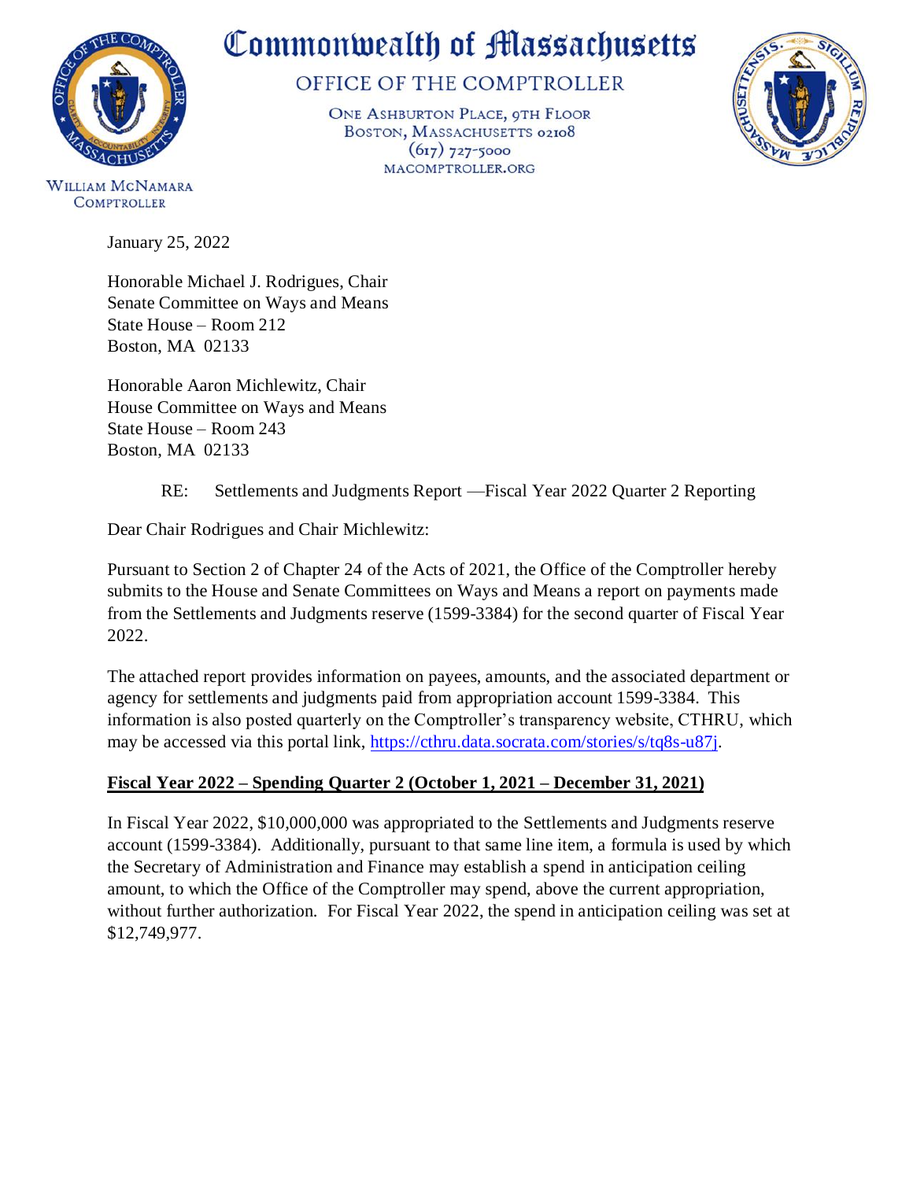# Commonwealth of Massachusetts

OFFICE OF THE COMPTROLLER

ONE ASHBURTON PLACE, 9TH FLOOR
BOSTON, MASSACHUSETTS 02108
(617) 727-5000
MACOMPTROLLER.ORG

WILLIAM MCNAMARA
COMPTROLLER

January 25, 2022

Honorable Michael J. Rodrigues, Chair
Senate Committee on Ways and Means
State House – Room 212
Boston, MA 02133

Honorable Aaron Michlewitz, Chair
House Committee on Ways and Means
State House – Room 243
Boston, MA 02133

RE: Settlements and Judgments Report —Fiscal Year 2022 Quarter 2 Reporting

Dear Chair Rodrigues and Chair Michlewitz:

Pursuant to Section 2 of Chapter 24 of the Acts of 2021, the Office of the Comptroller hereby submits to the House and Senate Committees on Ways and Means a report on payments made from the Settlements and Judgments reserve (1599-3384) for the second quarter of Fiscal Year 2022.

The attached report provides information on payees, amounts, and the associated department or agency for settlements and judgments paid from appropriation account 1599-3384. This information is also posted quarterly on the Comptroller's transparency website, CTHRU, which may be accessed via this portal link, https://cthru.data.socrata.com/stories/s/tq8s-u87j.

**Fiscal Year 2022 – Spending Quarter 2 (October 1, 2021 – December 31, 2021)**

In Fiscal Year 2022, $10,000,000 was appropriated to the Settlements and Judgments reserve account (1599-3384). Additionally, pursuant to that same line item, a formula is used by which the Secretary of Administration and Finance may establish a spend in anticipation ceiling amount, to which the Office of the Comptroller may spend, above the current appropriation, without further authorization. For Fiscal Year 2022, the spend in anticipation ceiling was set at $12,749,977.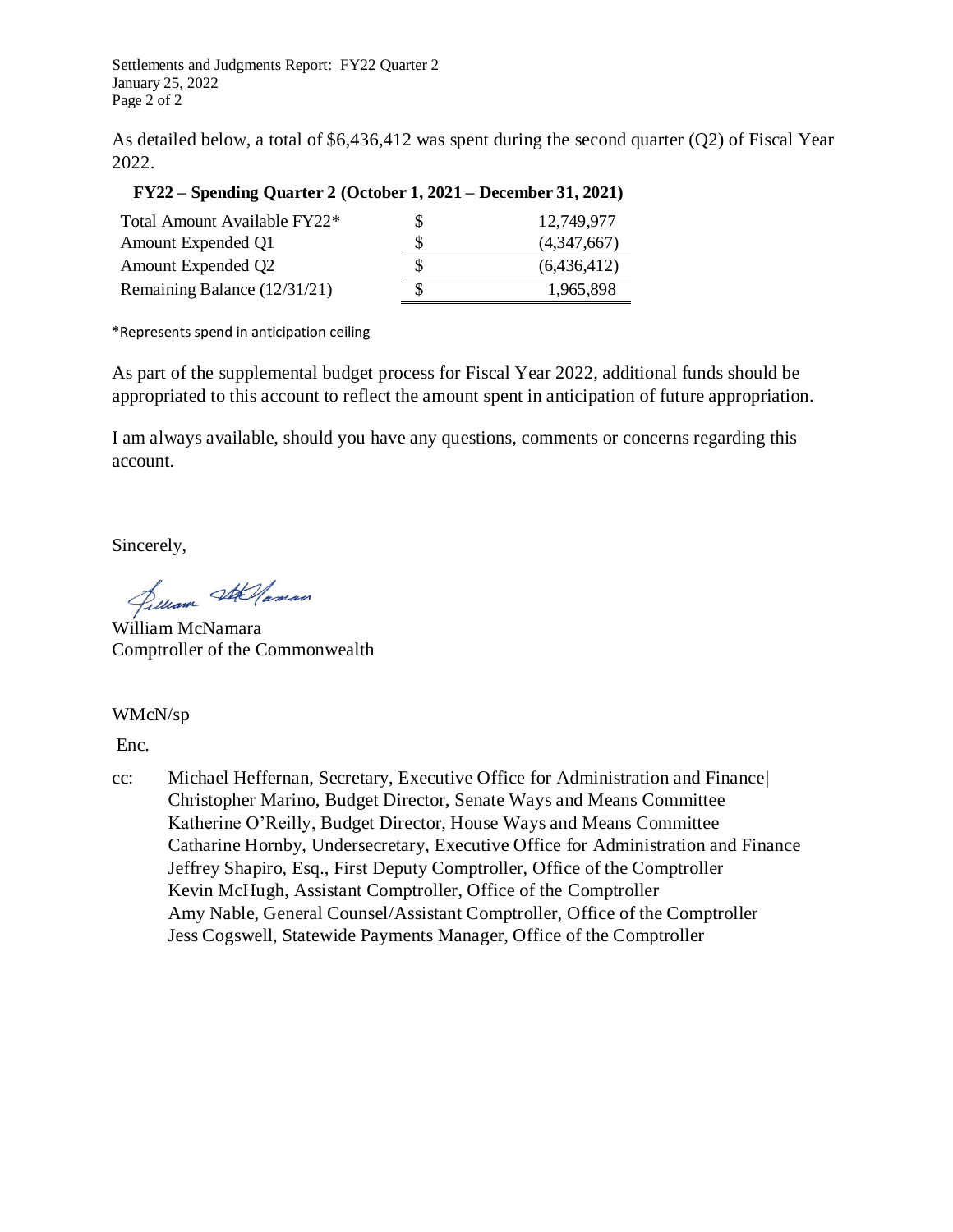As detailed below, a total of $6,436,412 was spent during the second quarter (Q2) of Fiscal Year 2022.

**FY22 – Spending Quarter 2 (October 1, 2021 – December 31, 2021)**

| | | |
|---|---|---|
| Total Amount Available FY22* | $ | 12,749,977 |
| Amount Expended Q1 | $ | (4,347,667) |
| Amount Expended Q2 | $ | (6,436,412) |
| Remaining Balance (12/31/21) | $ | 1,965,898 |

*Represents spend in anticipation ceiling

As part of the supplemental budget process for Fiscal Year 2022, additional funds should be appropriated to this account to reflect the amount spent in anticipation of future appropriation.

I am always available, should you have any questions, comments or concerns regarding this account.

Sincerely,

William McNamara
Comptroller of the Commonwealth

WMcN/sp

Enc.

cc: Michael Heffernan, Secretary, Executive Office for Administration and Finance|
Christopher Marino, Budget Director, Senate Ways and Means Committee
Katherine O'Reilly, Budget Director, House Ways and Means Committee
Catharine Hornby, Undersecretary, Executive Office for Administration and Finance
Jeffrey Shapiro, Esq., First Deputy Comptroller, Office of the Comptroller
Kevin McHugh, Assistant Comptroller, Office of the Comptroller
Amy Nable, General Counsel/Assistant Comptroller, Office of the Comptroller
Jess Cogswell, Statewide Payments Manager, Office of the Comptroller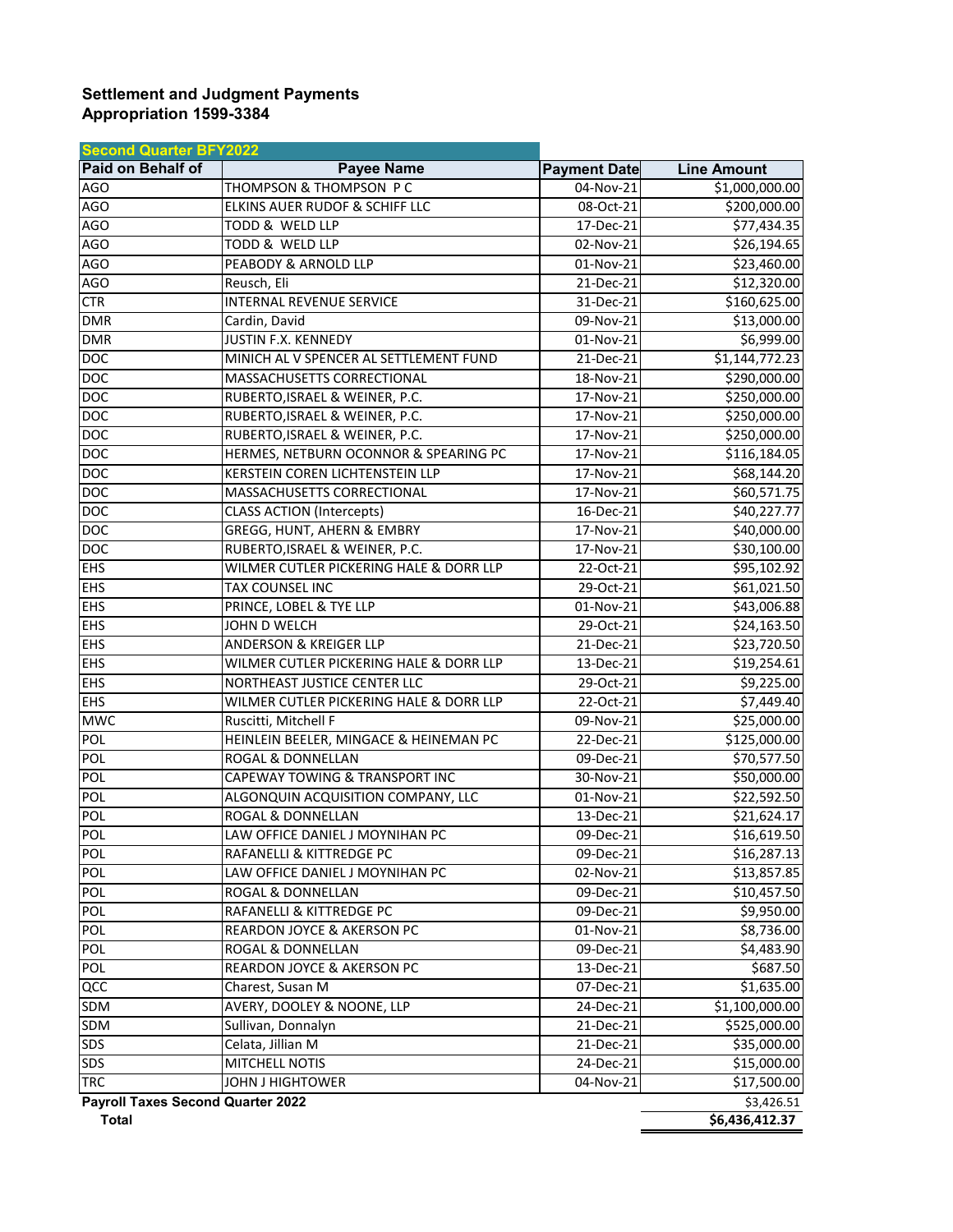**Settlement and Judgment Payments**
**Appropriation 1599-3384**

| Second Quarter BFY2022 | | | |
|---|---|---|---|
| **Paid on Behalf of** | **Payee Name** | **Payment Date** | **Line Amount** |
| AGO | THOMPSON & THOMPSON P C | 04-Nov-21 | $1,000,000.00 |
| AGO | ELKINS AUER RUDOF & SCHIFF LLC | 08-Oct-21 | $200,000.00 |
| AGO | TODD & WELD LLP | 17-Dec-21 | $77,434.35 |
| AGO | TODD & WELD LLP | 02-Nov-21 | $26,194.65 |
| AGO | PEABODY & ARNOLD LLP | 01-Nov-21 | $23,460.00 |
| AGO | Reusch, Eli | 21-Dec-21 | $12,320.00 |
| CTR | INTERNAL REVENUE SERVICE | 31-Dec-21 | $160,625.00 |
| DMR | Cardin, David | 09-Nov-21 | $13,000.00 |
| DMR | JUSTIN F.X. KENNEDY | 01-Nov-21 | $6,999.00 |
| DOC | MINICH AL V SPENCER AL SETTLEMENT FUND | 21-Dec-21 | $1,144,772.23 |
| DOC | MASSACHUSETTS CORRECTIONAL | 18-Nov-21 | $290,000.00 |
| DOC | RUBERTO,ISRAEL & WEINER, P.C. | 17-Nov-21 | $250,000.00 |
| DOC | RUBERTO,ISRAEL & WEINER, P.C. | 17-Nov-21 | $250,000.00 |
| DOC | RUBERTO,ISRAEL & WEINER, P.C. | 17-Nov-21 | $250,000.00 |
| DOC | HERMES, NETBURN OCONNOR & SPEARING PC | 17-Nov-21 | $116,184.05 |
| DOC | KERSTEIN COREN LICHTENSTEIN LLP | 17-Nov-21 | $68,144.20 |
| DOC | MASSACHUSETTS CORRECTIONAL | 17-Nov-21 | $60,571.75 |
| DOC | CLASS ACTION (Intercepts) | 16-Dec-21 | $40,227.77 |
| DOC | GREGG, HUNT, AHERN & EMBRY | 17-Nov-21 | $40,000.00 |
| DOC | RUBERTO,ISRAEL & WEINER, P.C. | 17-Nov-21 | $30,100.00 |
| EHS | WILMER CUTLER PICKERING HALE & DORR LLP | 22-Oct-21 | $95,102.92 |
| EHS | TAX COUNSEL INC | 29-Oct-21 | $61,021.50 |
| EHS | PRINCE, LOBEL & TYE LLP | 01-Nov-21 | $43,006.88 |
| EHS | JOHN D WELCH | 29-Oct-21 | $24,163.50 |
| EHS | ANDERSON & KREIGER LLP | 21-Dec-21 | $23,720.50 |
| EHS | WILMER CUTLER PICKERING HALE & DORR LLP | 13-Dec-21 | $19,254.61 |
| EHS | NORTHEAST JUSTICE CENTER LLC | 29-Oct-21 | $9,225.00 |
| EHS | WILMER CUTLER PICKERING HALE & DORR LLP | 22-Oct-21 | $7,449.40 |
| MWC | Ruscitti, Mitchell F | 09-Nov-21 | $25,000.00 |
| POL | HEINLEIN BEELER, MINGACE & HEINEMAN PC | 22-Dec-21 | $125,000.00 |
| POL | ROGAL & DONNELLAN | 09-Dec-21 | $70,577.50 |
| POL | CAPEWAY TOWING & TRANSPORT INC | 30-Nov-21 | $50,000.00 |
| POL | ALGONQUIN ACQUISITION COMPANY, LLC | 01-Nov-21 | $22,592.50 |
| POL | ROGAL & DONNELLAN | 13-Dec-21 | $21,624.17 |
| POL | LAW OFFICE DANIEL J MOYNIHAN PC | 09-Dec-21 | $16,619.50 |
| POL | RAFANELLI & KITTREDGE PC | 09-Dec-21 | $16,287.13 |
| POL | LAW OFFICE DANIEL J MOYNIHAN PC | 02-Nov-21 | $13,857.85 |
| POL | ROGAL & DONNELLAN | 09-Dec-21 | $10,457.50 |
| POL | RAFANELLI & KITTREDGE PC | 09-Dec-21 | $9,950.00 |
| POL | REARDON JOYCE & AKERSON PC | 01-Nov-21 | $8,736.00 |
| POL | ROGAL & DONNELLAN | 09-Dec-21 | $4,483.90 |
| POL | REARDON JOYCE & AKERSON PC | 13-Dec-21 | $687.50 |
| QCC | Charest, Susan M | 07-Dec-21 | $1,635.00 |
| SDM | AVERY, DOOLEY & NOONE, LLP | 24-Dec-21 | $1,100,000.00 |
| SDM | Sullivan, Donnalyn | 21-Dec-21 | $525,000.00 |
| SDS | Celata, Jillian M | 21-Dec-21 | $35,000.00 |
| SDS | MITCHELL NOTIS | 24-Dec-21 | $15,000.00 |
| TRC | JOHN J HIGHTOWER | 04-Nov-21 | $17,500.00 |
| **Payroll Taxes Second Quarter 2022** | | | $3,426.51 |
| **Total** | | | **$6,436,412.37** |